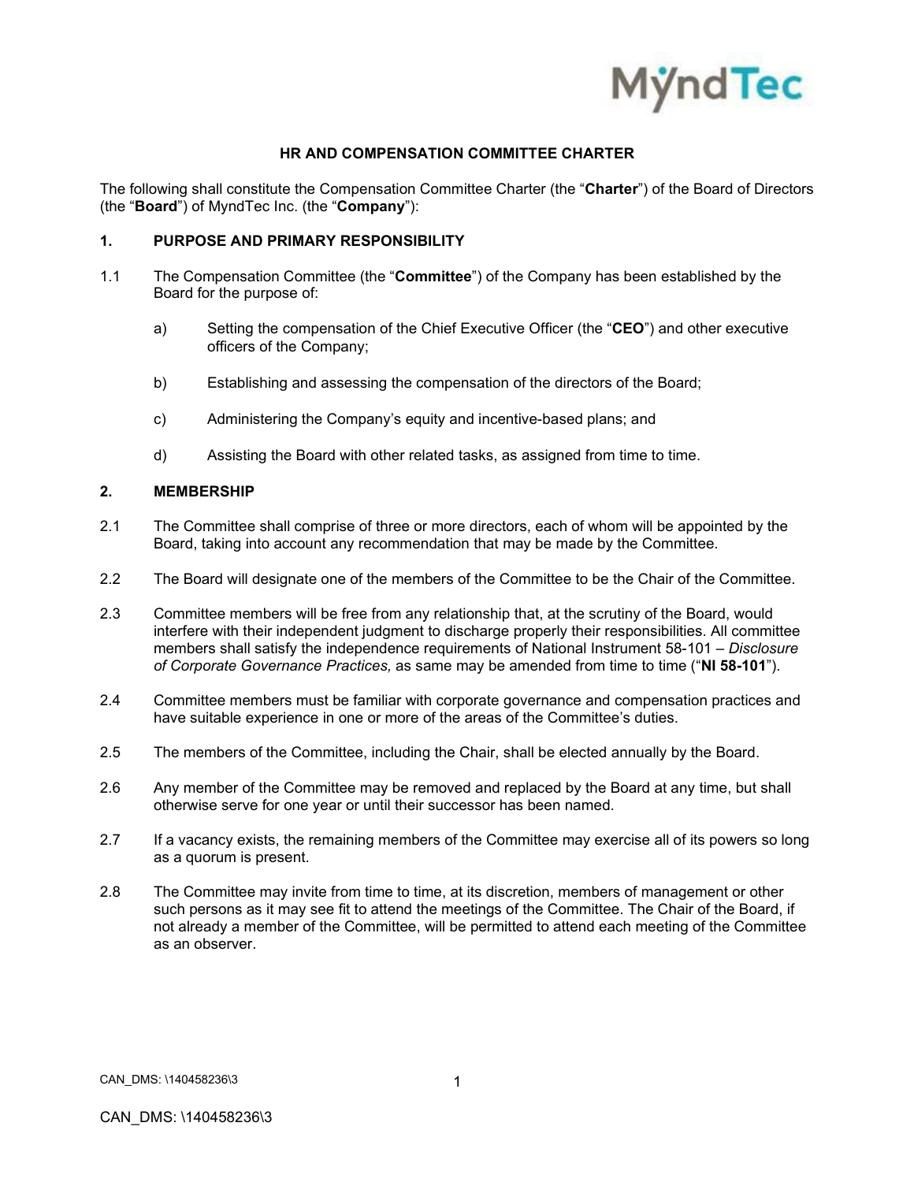# HR AND COMPENSATION COMMITTEE CHARTER

The following shall constitute the Compensation Committee Charter (the "**Charter**") of the Board of Directors (the "**Board**") of MyndTec Inc. (the "**Company**"):

## 1. PURPOSE AND PRIMARY RESPONSIBILITY

1.1 The Compensation Committee (the "**Committee**") of the Company has been established by the Board for the purpose of:

a) Setting the compensation of the Chief Executive Officer (the "**CEO**") and other executive officers of the Company;

b) Establishing and assessing the compensation of the directors of the Board;

c) Administering the Company's equity and incentive-based plans; and

d) Assisting the Board with other related tasks, as assigned from time to time.

## 2. MEMBERSHIP

2.1 The Committee shall comprise of three or more directors, each of whom will be appointed by the Board, taking into account any recommendation that may be made by the Committee.

2.2 The Board will designate one of the members of the Committee to be the Chair of the Committee.

2.3 Committee members will be free from any relationship that, at the scrutiny of the Board, would interfere with their independent judgment to discharge properly their responsibilities. All committee members shall satisfy the independence requirements of National Instrument 58-101 – *Disclosure of Corporate Governance Practices,* as same may be amended from time to time ("**NI 58-101**").

2.4 Committee members must be familiar with corporate governance and compensation practices and have suitable experience in one or more of the areas of the Committee's duties.

2.5 The members of the Committee, including the Chair, shall be elected annually by the Board.

2.6 Any member of the Committee may be removed and replaced by the Board at any time, but shall otherwise serve for one year or until their successor has been named.

2.7 If a vacancy exists, the remaining members of the Committee may exercise all of its powers so long as a quorum is present.

2.8 The Committee may invite from time to time, at its discretion, members of management or other such persons as it may see fit to attend the meetings of the Committee. The Chair of the Board, if not already a member of the Committee, will be permitted to attend each meeting of the Committee as an observer.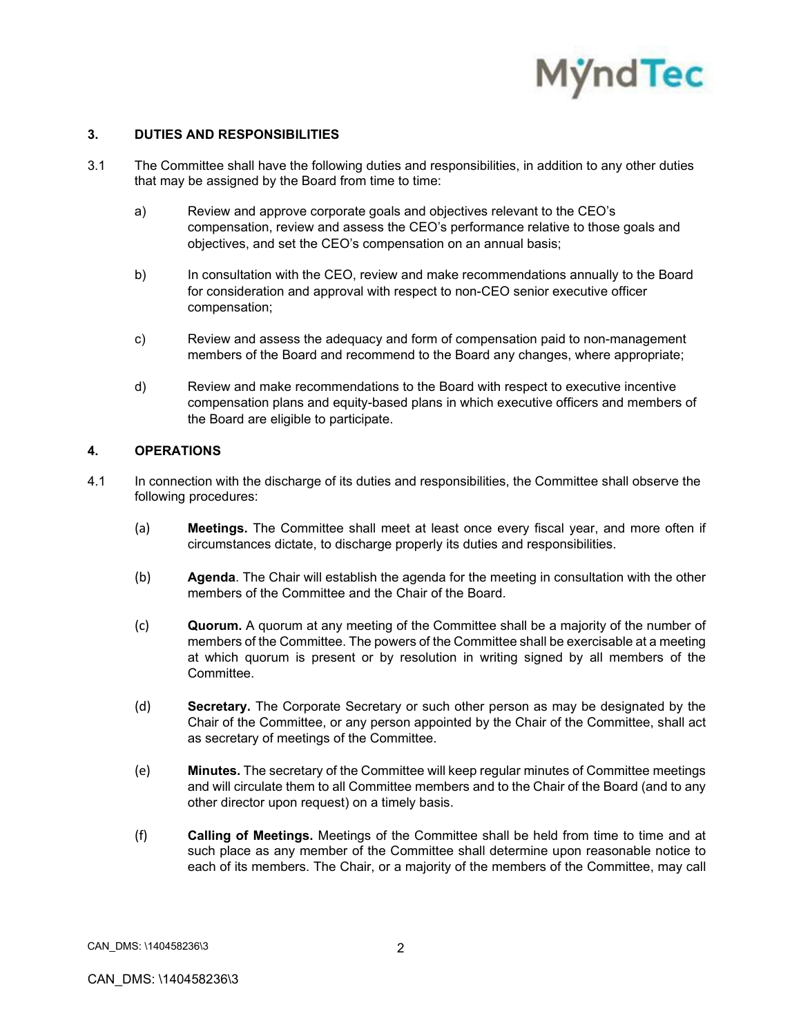## 3. DUTIES AND RESPONSIBILITIES

3.1 The Committee shall have the following duties and responsibilities, in addition to any other duties that may be assigned by the Board from time to time:

a) Review and approve corporate goals and objectives relevant to the CEO's compensation, review and assess the CEO's performance relative to those goals and objectives, and set the CEO's compensation on an annual basis;

b) In consultation with the CEO, review and make recommendations annually to the Board for consideration and approval with respect to non-CEO senior executive officer compensation;

c) Review and assess the adequacy and form of compensation paid to non-management members of the Board and recommend to the Board any changes, where appropriate;

d) Review and make recommendations to the Board with respect to executive incentive compensation plans and equity-based plans in which executive officers and members of the Board are eligible to participate.

## 4. OPERATIONS

4.1 In connection with the discharge of its duties and responsibilities, the Committee shall observe the following procedures:

(a) **Meetings.** The Committee shall meet at least once every fiscal year, and more often if circumstances dictate, to discharge properly its duties and responsibilities.

(b) **Agenda**. The Chair will establish the agenda for the meeting in consultation with the other members of the Committee and the Chair of the Board.

(c) **Quorum.** A quorum at any meeting of the Committee shall be a majority of the number of members of the Committee. The powers of the Committee shall be exercisable at a meeting at which quorum is present or by resolution in writing signed by all members of the Committee.

(d) **Secretary.** The Corporate Secretary or such other person as may be designated by the Chair of the Committee, or any person appointed by the Chair of the Committee, shall act as secretary of meetings of the Committee.

(e) **Minutes.** The secretary of the Committee will keep regular minutes of Committee meetings and will circulate them to all Committee members and to the Chair of the Board (and to any other director upon request) on a timely basis.

(f) **Calling of Meetings.** Meetings of the Committee shall be held from time to time and at such place as any member of the Committee shall determine upon reasonable notice to each of its members. The Chair, or a majority of the members of the Committee, may call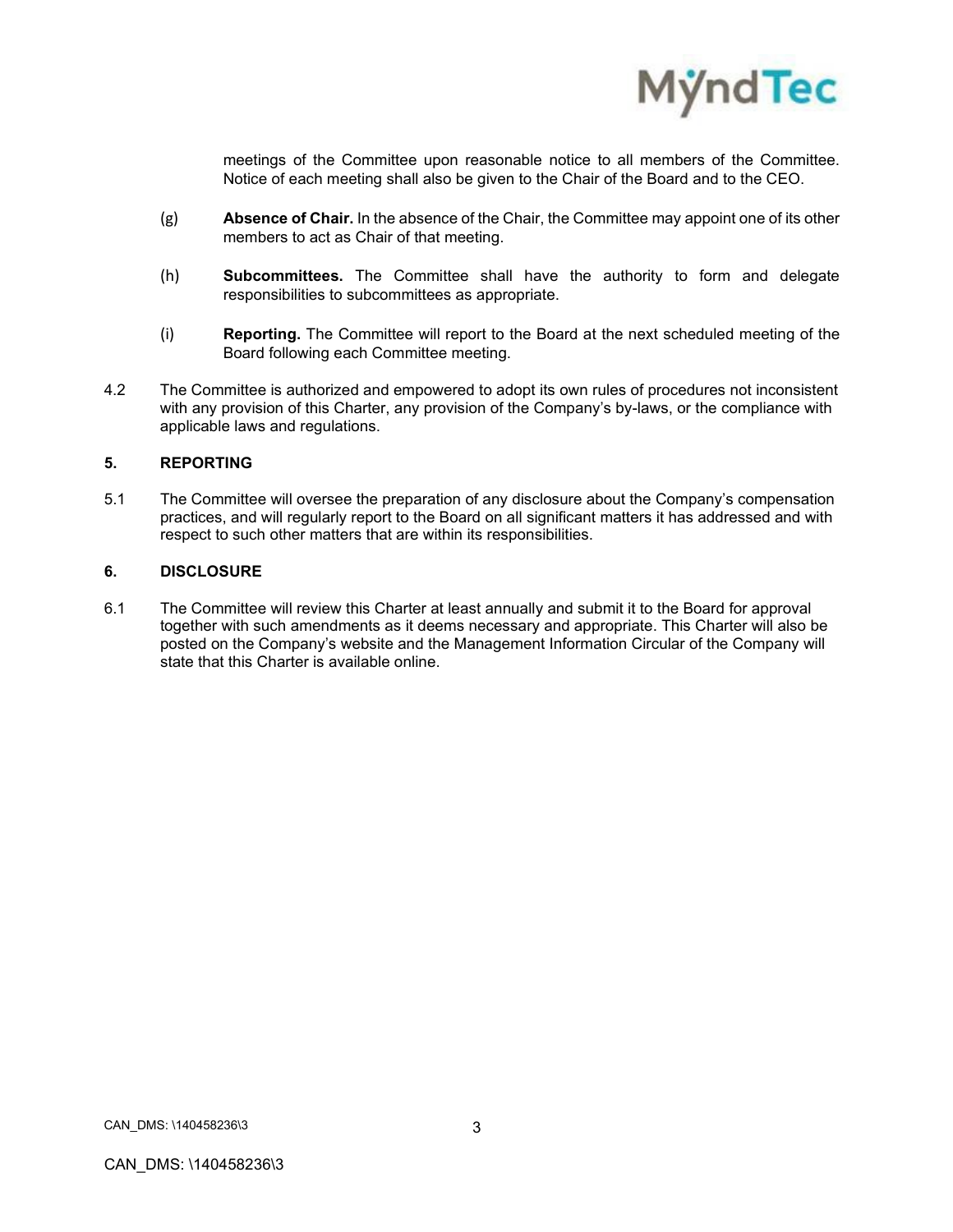meetings of the Committee upon reasonable notice to all members of the Committee. Notice of each meeting shall also be given to the Chair of the Board and to the CEO.

(g) **Absence of Chair.** In the absence of the Chair, the Committee may appoint one of its other members to act as Chair of that meeting.

(h) **Subcommittees.** The Committee shall have the authority to form and delegate responsibilities to subcommittees as appropriate.

(i) **Reporting.** The Committee will report to the Board at the next scheduled meeting of the Board following each Committee meeting.

4.2 The Committee is authorized and empowered to adopt its own rules of procedures not inconsistent with any provision of this Charter, any provision of the Company's by-laws, or the compliance with applicable laws and regulations.

## 5. REPORTING

5.1 The Committee will oversee the preparation of any disclosure about the Company's compensation practices, and will regularly report to the Board on all significant matters it has addressed and with respect to such other matters that are within its responsibilities.

## 6. DISCLOSURE

6.1 The Committee will review this Charter at least annually and submit it to the Board for approval together with such amendments as it deems necessary and appropriate. This Charter will also be posted on the Company's website and the Management Information Circular of the Company will state that this Charter is available online.